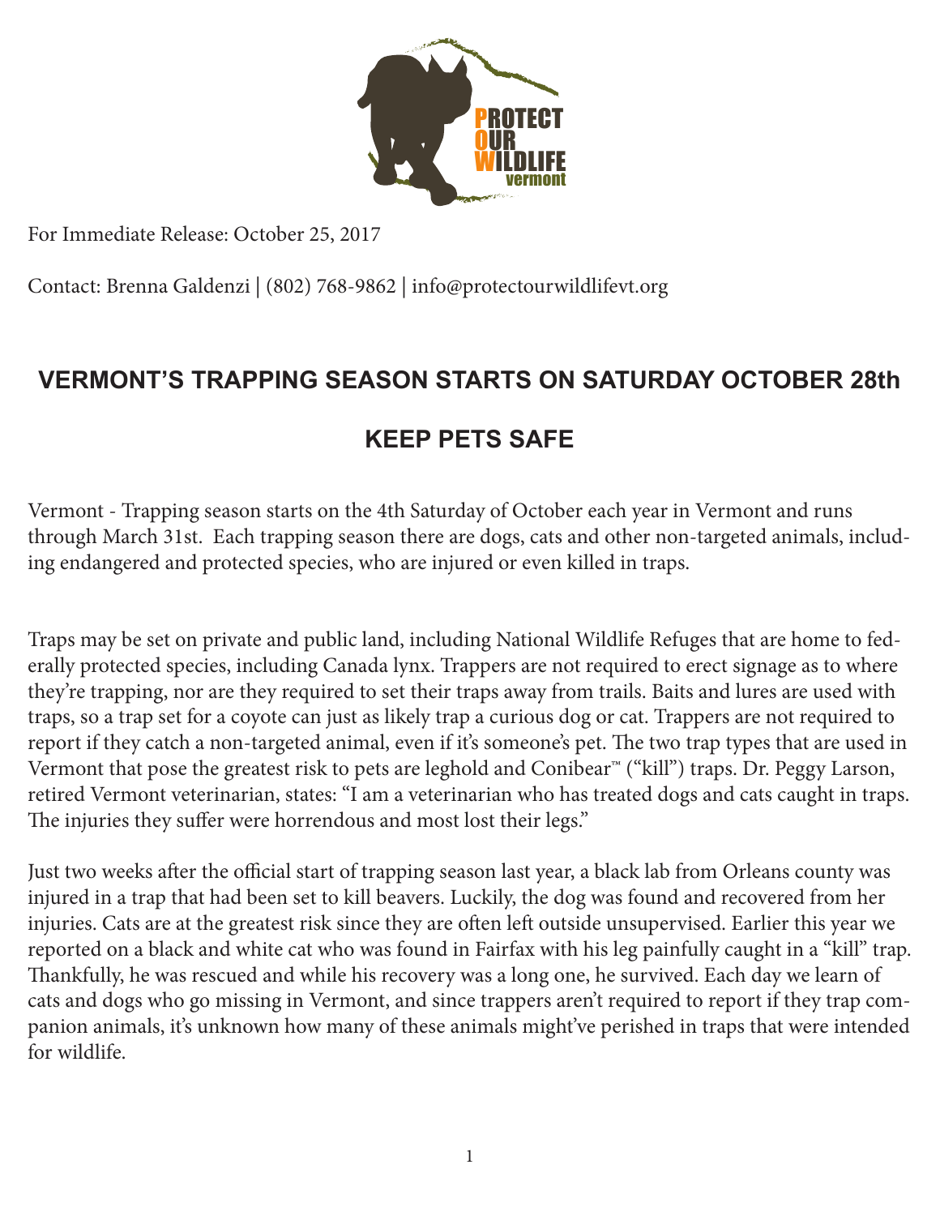PROTECT OUR WILDLIFE vermont

For Immediate Release: October 25, 2017

Contact: Brenna Galdenzi | (802) 768-9862 | info@protectourwildlifevt.org

## VERMONT'S TRAPPING SEASON STARTS ON SATURDAY OCTOBER 28th

## KEEP PETS SAFE

Vermont - Trapping season starts on the 4th Saturday of October each year in Vermont and runs through March 31st. Each trapping season there are dogs, cats and other non-targeted animals, including endangered and protected species, who are injured or even killed in traps.

Traps may be set on private and public land, including National Wildlife Refuges that are home to federally protected species, including Canada lynx. Trappers are not required to erect signage as to where they're trapping, nor are they required to set their traps away from trails. Baits and lures are used with traps, so a trap set for a coyote can just as likely trap a curious dog or cat. Trappers are not required to report if they catch a non-targeted animal, even if it's someone's pet. The two trap types that are used in Vermont that pose the greatest risk to pets are leghold and Conibear™ ("kill") traps. Dr. Peggy Larson, retired Vermont veterinarian, states: "I am a veterinarian who has treated dogs and cats caught in traps. The injuries they suffer were horrendous and most lost their legs."

Just two weeks after the official start of trapping season last year, a black lab from Orleans county was injured in a trap that had been set to kill beavers. Luckily, the dog was found and recovered from her injuries. Cats are at the greatest risk since they are often left outside unsupervised. Earlier this year we reported on a black and white cat who was found in Fairfax with his leg painfully caught in a "kill" trap. Thankfully, he was rescued and while his recovery was a long one, he survived. Each day we learn of cats and dogs who go missing in Vermont, and since trappers aren't required to report if they trap companion animals, it's unknown how many of these animals might've perished in traps that were intended for wildlife.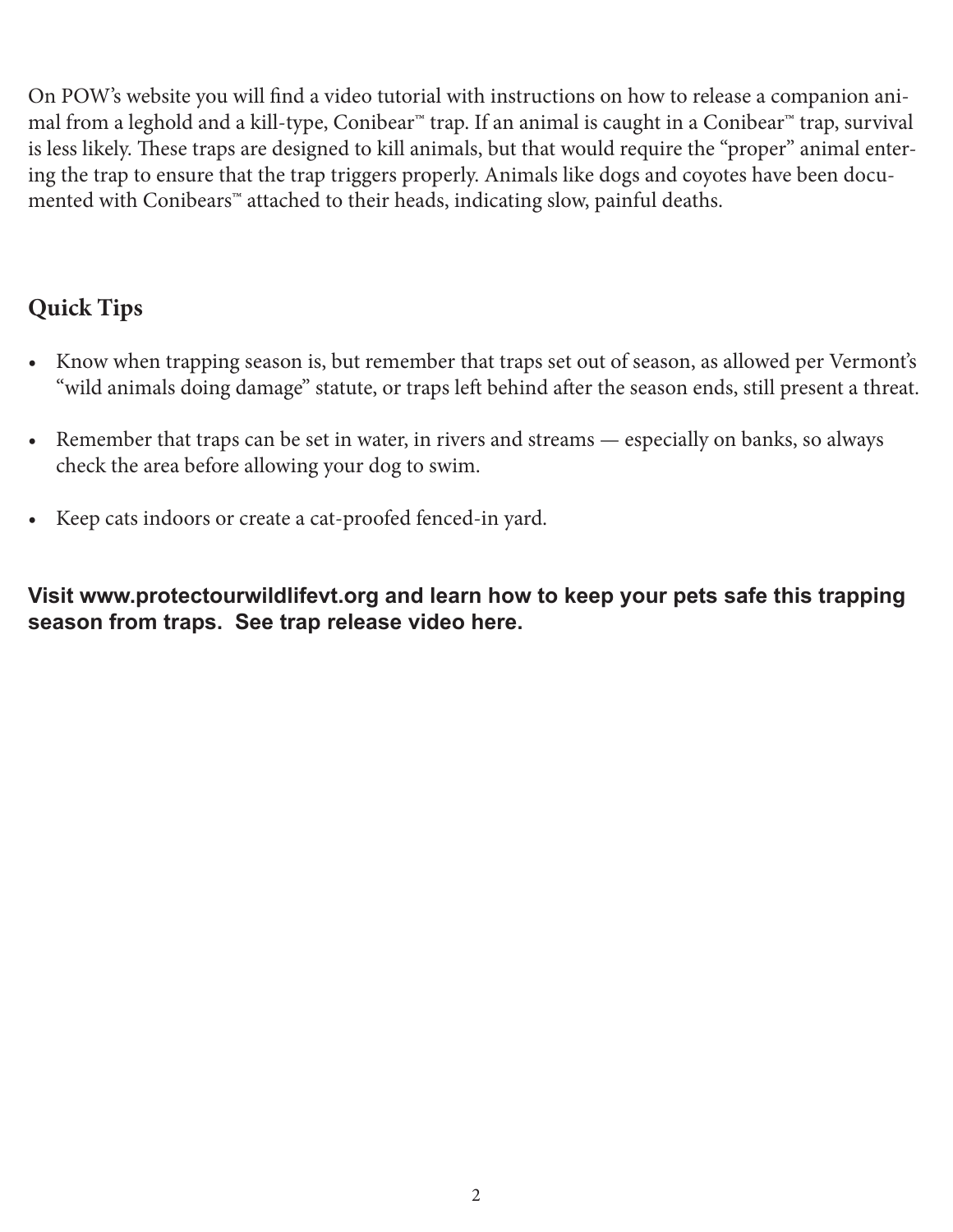On POW's website you will find a video tutorial with instructions on how to release a companion animal from a leghold and a kill-type, Conibear™ trap. If an animal is caught in a Conibear™ trap, survival is less likely. These traps are designed to kill animals, but that would require the "proper" animal entering the trap to ensure that the trap triggers properly. Animals like dogs and coyotes have been documented with Conibears™ attached to their heads, indicating slow, painful deaths.

## Quick Tips

- Know when trapping season is, but remember that traps set out of season, as allowed per Vermont's "wild animals doing damage" statute, or traps left behind after the season ends, still present a threat.
- Remember that traps can be set in water, in rivers and streams — especially on banks, so always check the area before allowing your dog to swim.
- Keep cats indoors or create a cat-proofed fenced-in yard.

**Visit www.protectourwildlifevt.org and learn how to keep your pets safe this trapping season from traps. See trap release video here.**